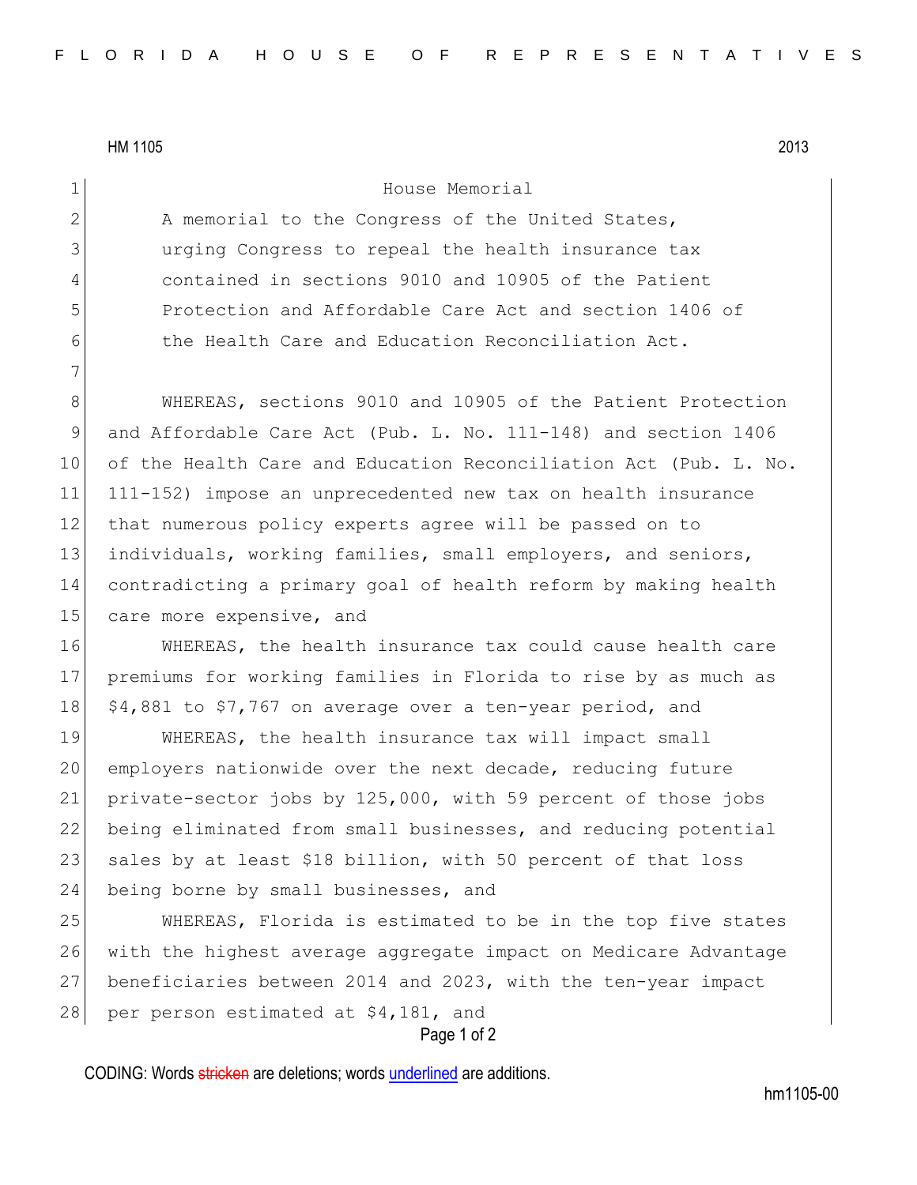# House Memorial

A memorial to the Congress of the United States, urging Congress to repeal the health insurance tax contained in sections 9010 and 10905 of the Patient Protection and Affordable Care Act and section 1406 of the Health Care and Education Reconciliation Act.

WHEREAS, sections 9010 and 10905 of the Patient Protection and Affordable Care Act (Pub. L. No. 111-148) and section 1406 of the Health Care and Education Reconciliation Act (Pub. L. No. 111-152) impose an unprecedented new tax on health insurance that numerous policy experts agree will be passed on to individuals, working families, small employers, and seniors, contradicting a primary goal of health reform by making health care more expensive, and

WHEREAS, the health insurance tax could cause health care premiums for working families in Florida to rise by as much as $4,881 to $7,767 on average over a ten-year period, and

WHEREAS, the health insurance tax will impact small employers nationwide over the next decade, reducing future private-sector jobs by 125,000, with 59 percent of those jobs being eliminated from small businesses, and reducing potential sales by at least $18 billion, with 50 percent of that loss being borne by small businesses, and

WHEREAS, Florida is estimated to be in the top five states with the highest average aggregate impact on Medicare Advantage beneficiaries between 2014 and 2023, with the ten-year impact per person estimated at $4,181, and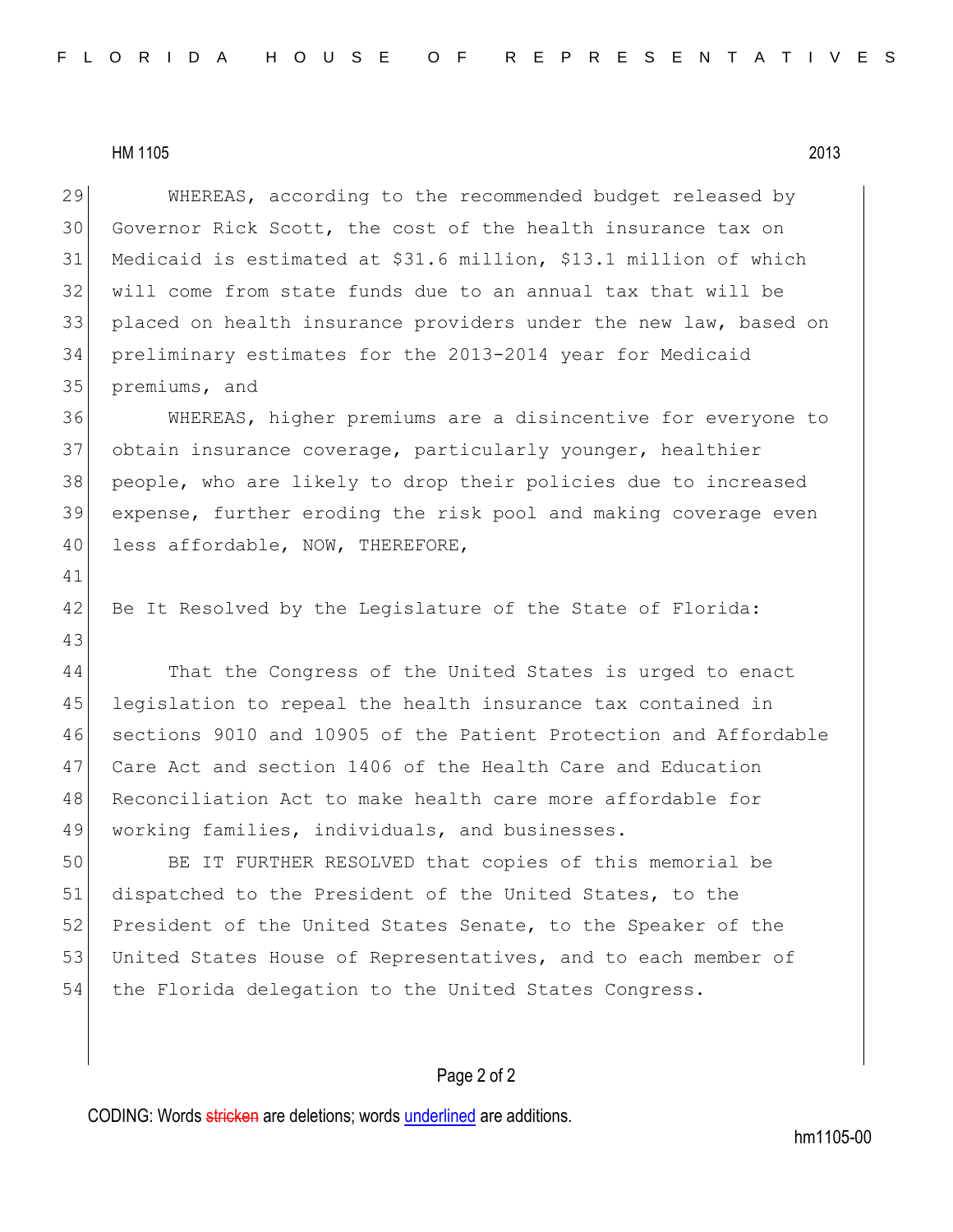WHEREAS, according to the recommended budget released by Governor Rick Scott, the cost of the health insurance tax on Medicaid is estimated at $31.6 million, $13.1 million of which will come from state funds due to an annual tax that will be placed on health insurance providers under the new law, based on preliminary estimates for the 2013-2014 year for Medicaid premiums, and

WHEREAS, higher premiums are a disincentive for everyone to obtain insurance coverage, particularly younger, healthier people, who are likely to drop their policies due to increased expense, further eroding the risk pool and making coverage even less affordable, NOW, THEREFORE,

Be It Resolved by the Legislature of the State of Florida:

That the Congress of the United States is urged to enact legislation to repeal the health insurance tax contained in sections 9010 and 10905 of the Patient Protection and Affordable Care Act and section 1406 of the Health Care and Education Reconciliation Act to make health care more affordable for working families, individuals, and businesses.

BE IT FURTHER RESOLVED that copies of this memorial be dispatched to the President of the United States, to the President of the United States Senate, to the Speaker of the United States House of Representatives, and to each member of the Florida delegation to the United States Congress.

CODING: Words stricken are deletions; words underlined are additions.